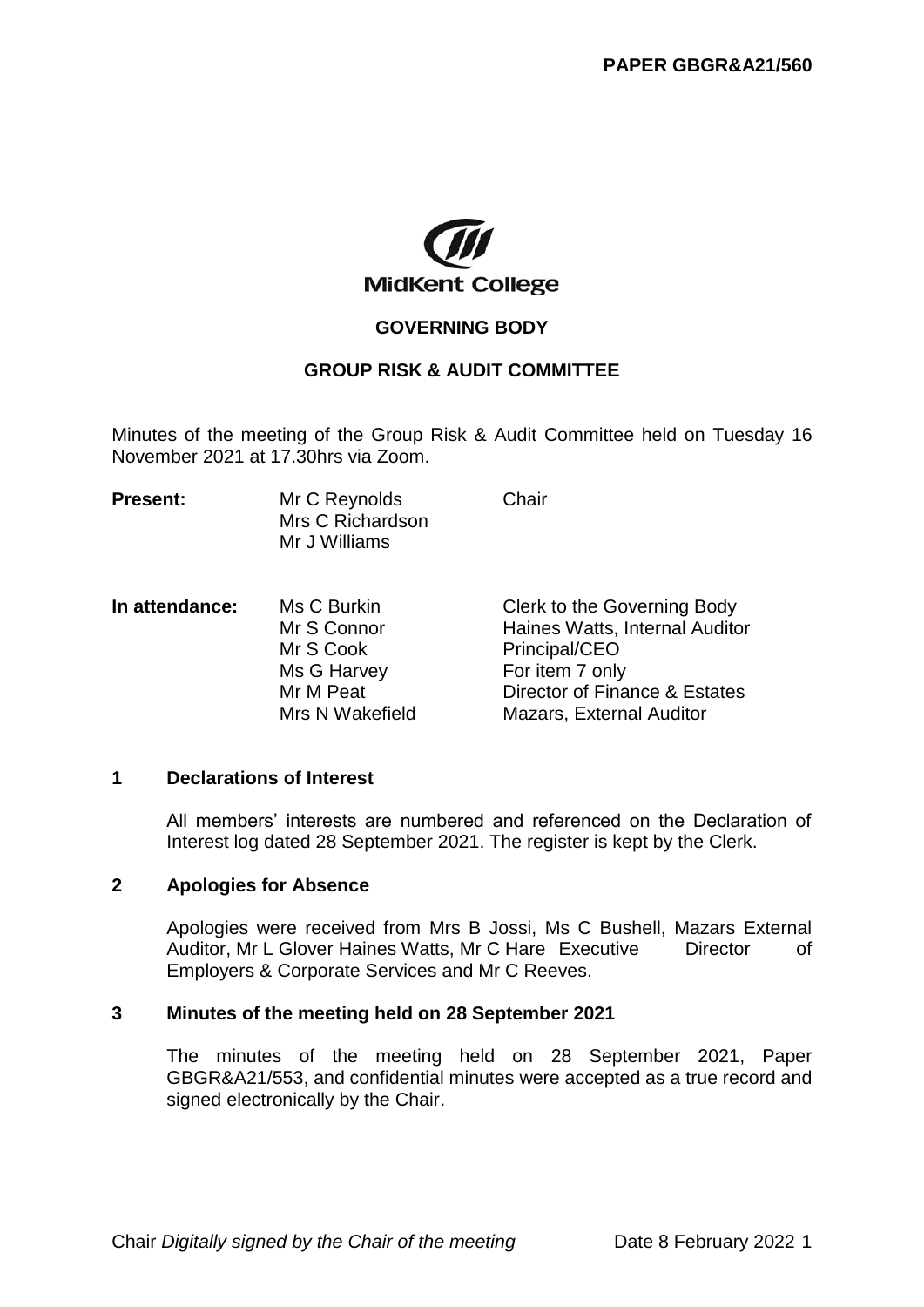**PAPER GBGR&A21/560**

MidKent College

## GOVERNING BODY

## GROUP RISK & AUDIT COMMITTEE

Minutes of the meeting of the Group Risk & Audit Committee held on Tuesday 16 November 2021 at 17.30hrs via Zoom.

| **Present:** | Mr C Reynolds | Chair |
| --- | --- | --- |
| | Mrs C Richardson | |
| | Mr J Williams | |

| **In attendance:** | Ms C Burkin | Clerk to the Governing Body |
| --- | --- | --- |
| | Mr S Connor | Haines Watts, Internal Auditor |
| | Mr S Cook | Principal/CEO |
| | Ms G Harvey | For item 7 only |
| | Mr M Peat | Director of Finance & Estates |
| | Mrs N Wakefield | Mazars, External Auditor |

### 1 Declarations of Interest

All members' interests are numbered and referenced on the Declaration of Interest log dated 28 September 2021. The register is kept by the Clerk.

### 2 Apologies for Absence

Apologies were received from Mrs B Jossi, Ms C Bushell, Mazars External Auditor, Mr L Glover Haines Watts, Mr C Hare Executive Director of Employers & Corporate Services and Mr C Reeves.

### 3 Minutes of the meeting held on 28 September 2021

The minutes of the meeting held on 28 September 2021, Paper GBGR&A21/553, and confidential minutes were accepted as a true record and signed electronically by the Chair.

Chair *Digitally signed by the Chair of the meeting* Date 8 February 2022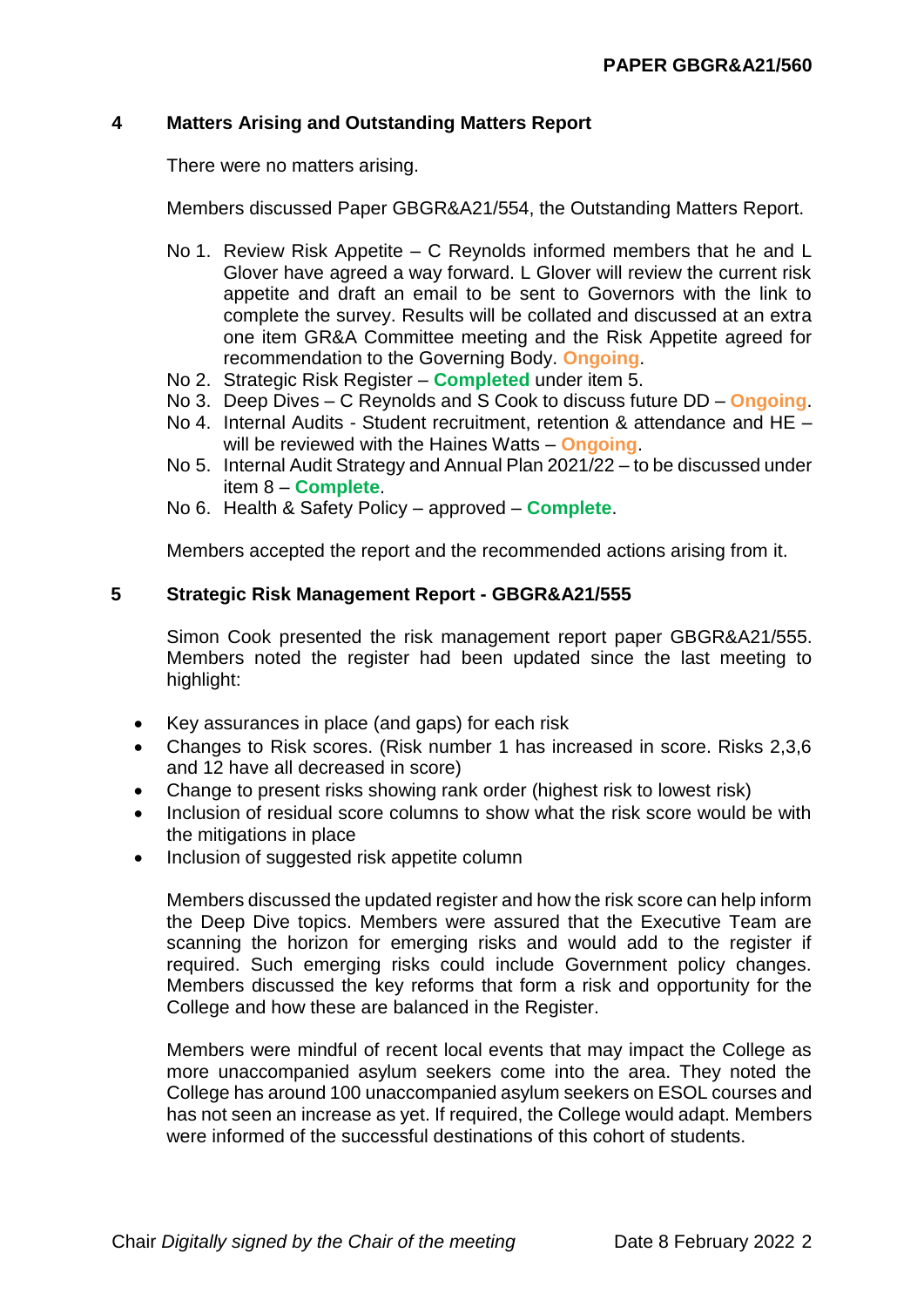**PAPER GBGR&A21/560**

## 4 Matters Arising and Outstanding Matters Report

There were no matters arising.

Members discussed Paper GBGR&A21/554, the Outstanding Matters Report.

- No 1. Review Risk Appetite – C Reynolds informed members that he and L Glover have agreed a way forward. L Glover will review the current risk appetite and draft an email to be sent to Governors with the link to complete the survey. Results will be collated and discussed at an extra one item GR&A Committee meeting and the Risk Appetite agreed for recommendation to the Governing Body. **Ongoing**.
- No 2. Strategic Risk Register – **Completed** under item 5.
- No 3. Deep Dives – C Reynolds and S Cook to discuss future DD – **Ongoing**.
- No 4. Internal Audits - Student recruitment, retention & attendance and HE – will be reviewed with the Haines Watts – **Ongoing**.
- No 5. Internal Audit Strategy and Annual Plan 2021/22 – to be discussed under item 8 – **Complete**.
- No 6. Health & Safety Policy – approved – **Complete**.

Members accepted the report and the recommended actions arising from it.

## 5 Strategic Risk Management Report - GBGR&A21/555

Simon Cook presented the risk management report paper GBGR&A21/555. Members noted the register had been updated since the last meeting to highlight:

- Key assurances in place (and gaps) for each risk
- Changes to Risk scores. (Risk number 1 has increased in score. Risks 2,3,6 and 12 have all decreased in score)
- Change to present risks showing rank order (highest risk to lowest risk)
- Inclusion of residual score columns to show what the risk score would be with the mitigations in place
- Inclusion of suggested risk appetite column

Members discussed the updated register and how the risk score can help inform the Deep Dive topics. Members were assured that the Executive Team are scanning the horizon for emerging risks and would add to the register if required. Such emerging risks could include Government policy changes. Members discussed the key reforms that form a risk and opportunity for the College and how these are balanced in the Register.

Members were mindful of recent local events that may impact the College as more unaccompanied asylum seekers come into the area. They noted the College has around 100 unaccompanied asylum seekers on ESOL courses and has not seen an increase as yet. If required, the College would adapt. Members were informed of the successful destinations of this cohort of students.

Chair *Digitally signed by the Chair of the meeting* Date 8 February 2022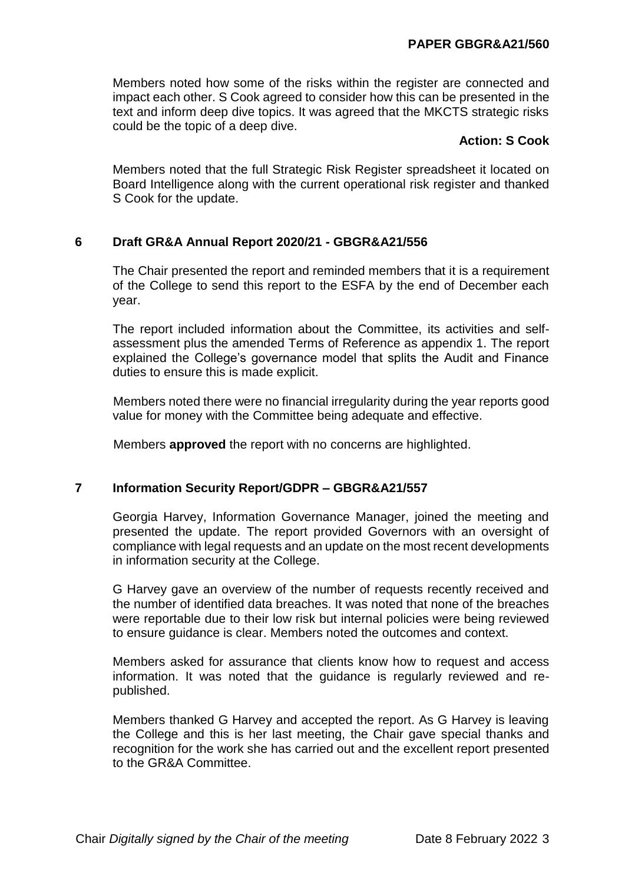Members noted how some of the risks within the register are connected and impact each other. S Cook agreed to consider how this can be presented in the text and inform deep dive topics. It was agreed that the MKCTS strategic risks could be the topic of a deep dive.

**Action: S Cook**

Members noted that the full Strategic Risk Register spreadsheet it located on Board Intelligence along with the current operational risk register and thanked S Cook for the update.

## 6 Draft GR&A Annual Report 2020/21 - GBGR&A21/556

The Chair presented the report and reminded members that it is a requirement of the College to send this report to the ESFA by the end of December each year.

The report included information about the Committee, its activities and self-assessment plus the amended Terms of Reference as appendix 1. The report explained the College's governance model that splits the Audit and Finance duties to ensure this is made explicit.

Members noted there were no financial irregularity during the year reports good value for money with the Committee being adequate and effective.

Members **approved** the report with no concerns are highlighted.

## 7 Information Security Report/GDPR – GBGR&A21/557

Georgia Harvey, Information Governance Manager, joined the meeting and presented the update. The report provided Governors with an oversight of compliance with legal requests and an update on the most recent developments in information security at the College.

G Harvey gave an overview of the number of requests recently received and the number of identified data breaches. It was noted that none of the breaches were reportable due to their low risk but internal policies were being reviewed to ensure guidance is clear. Members noted the outcomes and context.

Members asked for assurance that clients know how to request and access information. It was noted that the guidance is regularly reviewed and re-published.

Members thanked G Harvey and accepted the report. As G Harvey is leaving the College and this is her last meeting, the Chair gave special thanks and recognition for the work she has carried out and the excellent report presented to the GR&A Committee.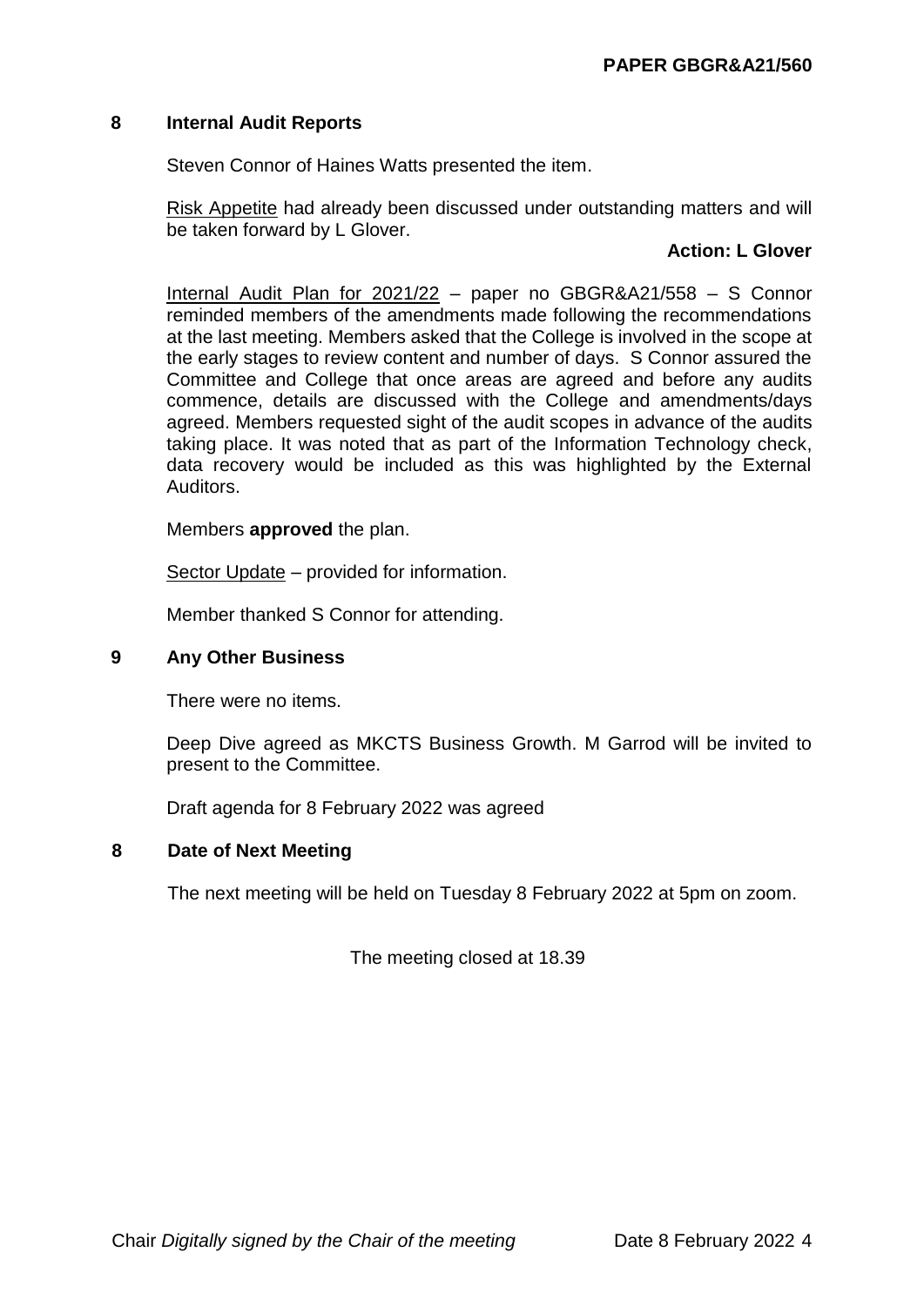**PAPER GBGR&A21/560**

## 8 Internal Audit Reports

Steven Connor of Haines Watts presented the item.

Risk Appetite had already been discussed under outstanding matters and will be taken forward by L Glover.

**Action: L Glover**

Internal Audit Plan for 2021/22 – paper no GBGR&A21/558 – S Connor reminded members of the amendments made following the recommendations at the last meeting. Members asked that the College is involved in the scope at the early stages to review content and number of days. S Connor assured the Committee and College that once areas are agreed and before any audits commence, details are discussed with the College and amendments/days agreed. Members requested sight of the audit scopes in advance of the audits taking place. It was noted that as part of the Information Technology check, data recovery would be included as this was highlighted by the External Auditors.

Members **approved** the plan.

Sector Update – provided for information.

Member thanked S Connor for attending.

## 9 Any Other Business

There were no items.

Deep Dive agreed as MKCTS Business Growth. M Garrod will be invited to present to the Committee.

Draft agenda for 8 February 2022 was agreed

## 8 Date of Next Meeting

The next meeting will be held on Tuesday 8 February 2022 at 5pm on zoom.

The meeting closed at 18.39

Chair *Digitally signed by the Chair of the meeting* Date 8 February 2022